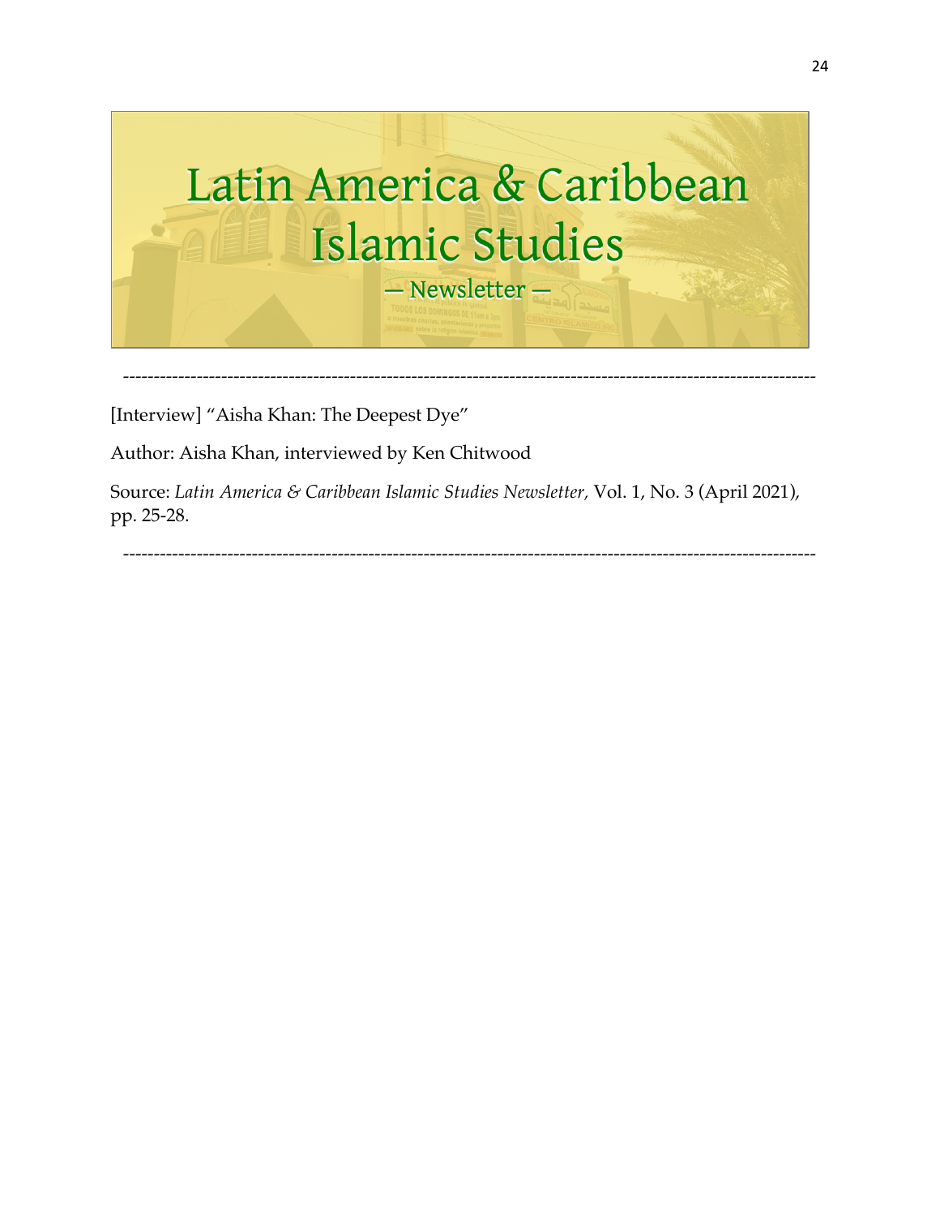# Latin America & Caribbean Islamic Studies

— Newsletter —

---

[Interview] "Aisha Khan: The Deepest Dye"

Author: Aisha Khan, interviewed by Ken Chitwood

Source: *Latin America & Caribbean Islamic Studies Newsletter*, Vol. 1, No. 3 (April 2021), pp. 25-28.

---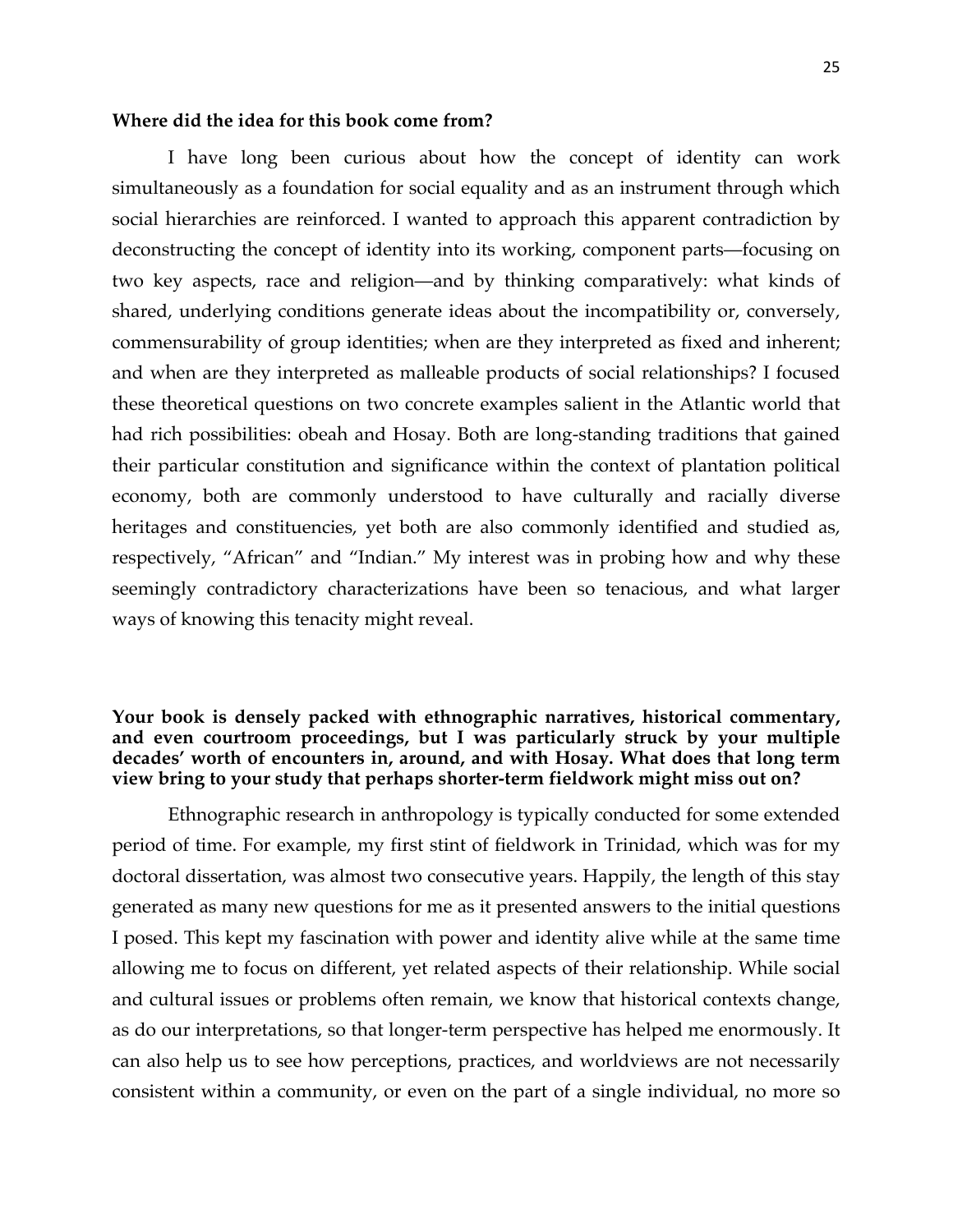**Where did the idea for this book come from?**

I have long been curious about how the concept of identity can work simultaneously as a foundation for social equality and as an instrument through which social hierarchies are reinforced. I wanted to approach this apparent contradiction by deconstructing the concept of identity into its working, component parts—focusing on two key aspects, race and religion—and by thinking comparatively: what kinds of shared, underlying conditions generate ideas about the incompatibility or, conversely, commensurability of group identities; when are they interpreted as fixed and inherent; and when are they interpreted as malleable products of social relationships? I focused these theoretical questions on two concrete examples salient in the Atlantic world that had rich possibilities: obeah and Hosay. Both are long-standing traditions that gained their particular constitution and significance within the context of plantation political economy, both are commonly understood to have culturally and racially diverse heritages and constituencies, yet both are also commonly identified and studied as, respectively, "African" and "Indian." My interest was in probing how and why these seemingly contradictory characterizations have been so tenacious, and what larger ways of knowing this tenacity might reveal.

**Your book is densely packed with ethnographic narratives, historical commentary, and even courtroom proceedings, but I was particularly struck by your multiple decades' worth of encounters in, around, and with Hosay. What does that long term view bring to your study that perhaps shorter-term fieldwork might miss out on?**

Ethnographic research in anthropology is typically conducted for some extended period of time. For example, my first stint of fieldwork in Trinidad, which was for my doctoral dissertation, was almost two consecutive years. Happily, the length of this stay generated as many new questions for me as it presented answers to the initial questions I posed. This kept my fascination with power and identity alive while at the same time allowing me to focus on different, yet related aspects of their relationship. While social and cultural issues or problems often remain, we know that historical contexts change, as do our interpretations, so that longer-term perspective has helped me enormously. It can also help us to see how perceptions, practices, and worldviews are not necessarily consistent within a community, or even on the part of a single individual, no more so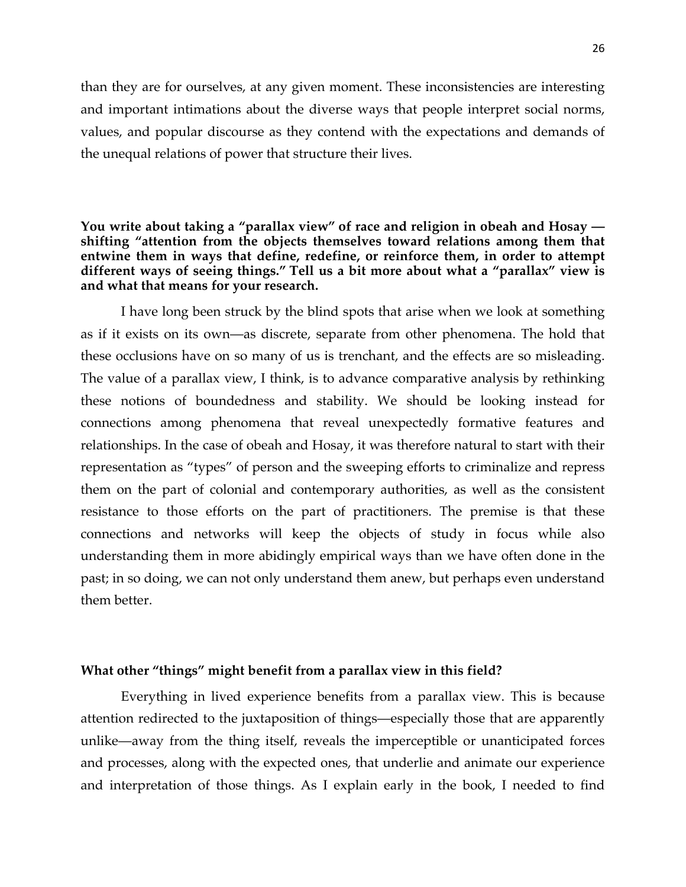than they are for ourselves, at any given moment. These inconsistencies are interesting and important intimations about the diverse ways that people interpret social norms, values, and popular discourse as they contend with the expectations and demands of the unequal relations of power that structure their lives.

**You write about taking a "parallax view" of race and religion in obeah and Hosay — shifting "attention from the objects themselves toward relations among them that entwine them in ways that define, redefine, or reinforce them, in order to attempt different ways of seeing things." Tell us a bit more about what a "parallax" view is and what that means for your research.**

I have long been struck by the blind spots that arise when we look at something as if it exists on its own—as discrete, separate from other phenomena. The hold that these occlusions have on so many of us is trenchant, and the effects are so misleading. The value of a parallax view, I think, is to advance comparative analysis by rethinking these notions of boundedness and stability. We should be looking instead for connections among phenomena that reveal unexpectedly formative features and relationships. In the case of obeah and Hosay, it was therefore natural to start with their representation as "types" of person and the sweeping efforts to criminalize and repress them on the part of colonial and contemporary authorities, as well as the consistent resistance to those efforts on the part of practitioners. The premise is that these connections and networks will keep the objects of study in focus while also understanding them in more abidingly empirical ways than we have often done in the past; in so doing, we can not only understand them anew, but perhaps even understand them better.

**What other "things" might benefit from a parallax view in this field?**

Everything in lived experience benefits from a parallax view. This is because attention redirected to the juxtaposition of things—especially those that are apparently unlike—away from the thing itself, reveals the imperceptible or unanticipated forces and processes, along with the expected ones, that underlie and animate our experience and interpretation of those things. As I explain early in the book, I needed to find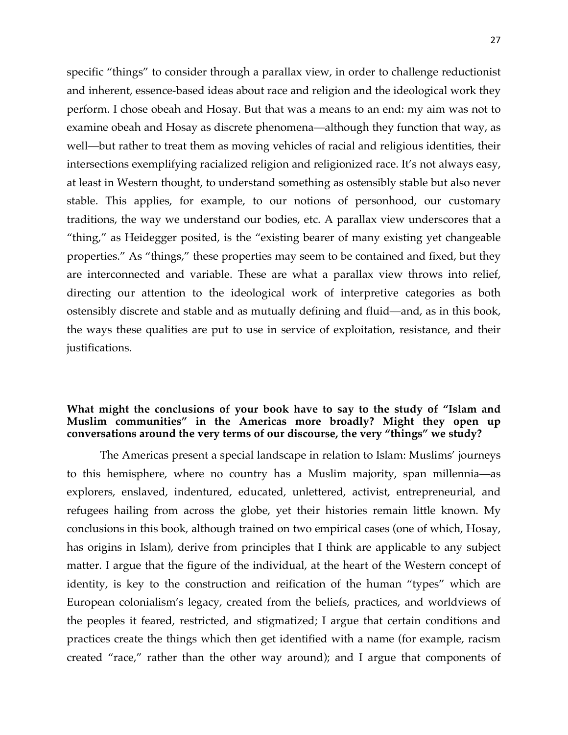specific "things" to consider through a parallax view, in order to challenge reductionist and inherent, essence-based ideas about race and religion and the ideological work they perform. I chose obeah and Hosay. But that was a means to an end: my aim was not to examine obeah and Hosay as discrete phenomena—although they function that way, as well—but rather to treat them as moving vehicles of racial and religious identities, their intersections exemplifying racialized religion and religionized race. It's not always easy, at least in Western thought, to understand something as ostensibly stable but also never stable. This applies, for example, to our notions of personhood, our customary traditions, the way we understand our bodies, etc. A parallax view underscores that a "thing," as Heidegger posited, is the "existing bearer of many existing yet changeable properties." As "things," these properties may seem to be contained and fixed, but they are interconnected and variable. These are what a parallax view throws into relief, directing our attention to the ideological work of interpretive categories as both ostensibly discrete and stable and as mutually defining and fluid—and, as in this book, the ways these qualities are put to use in service of exploitation, resistance, and their justifications.

**What might the conclusions of your book have to say to the study of "Islam and Muslim communities" in the Americas more broadly? Might they open up conversations around the very terms of our discourse, the very "things" we study?**

The Americas present a special landscape in relation to Islam: Muslims' journeys to this hemisphere, where no country has a Muslim majority, span millennia—as explorers, enslaved, indentured, educated, unlettered, activist, entrepreneurial, and refugees hailing from across the globe, yet their histories remain little known. My conclusions in this book, although trained on two empirical cases (one of which, Hosay, has origins in Islam), derive from principles that I think are applicable to any subject matter. I argue that the figure of the individual, at the heart of the Western concept of identity, is key to the construction and reification of the human "types" which are European colonialism's legacy, created from the beliefs, practices, and worldviews of the peoples it feared, restricted, and stigmatized; I argue that certain conditions and practices create the things which then get identified with a name (for example, racism created "race," rather than the other way around); and I argue that components of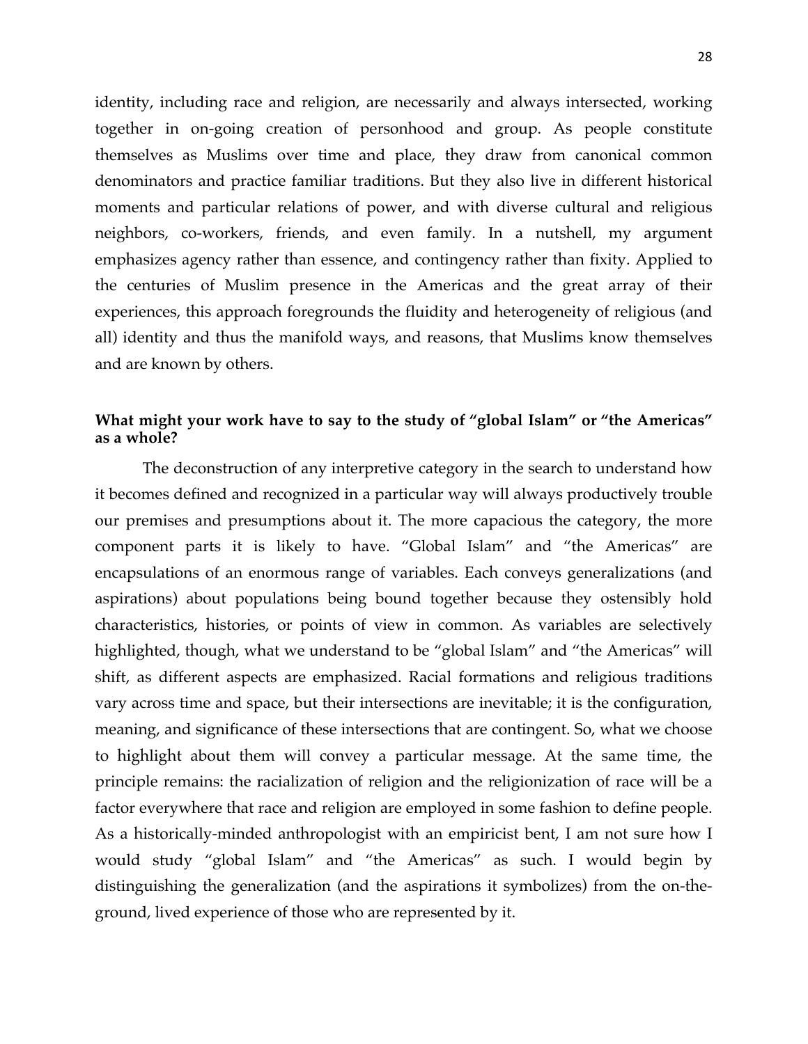identity, including race and religion, are necessarily and always intersected, working together in on-going creation of personhood and group. As people constitute themselves as Muslims over time and place, they draw from canonical common denominators and practice familiar traditions. But they also live in different historical moments and particular relations of power, and with diverse cultural and religious neighbors, co-workers, friends, and even family. In a nutshell, my argument emphasizes agency rather than essence, and contingency rather than fixity. Applied to the centuries of Muslim presence in the Americas and the great array of their experiences, this approach foregrounds the fluidity and heterogeneity of religious (and all) identity and thus the manifold ways, and reasons, that Muslims know themselves and are known by others.

**What might your work have to say to the study of "global Islam" or "the Americas" as a whole?**

The deconstruction of any interpretive category in the search to understand how it becomes defined and recognized in a particular way will always productively trouble our premises and presumptions about it. The more capacious the category, the more component parts it is likely to have. "Global Islam" and "the Americas" are encapsulations of an enormous range of variables. Each conveys generalizations (and aspirations) about populations being bound together because they ostensibly hold characteristics, histories, or points of view in common. As variables are selectively highlighted, though, what we understand to be "global Islam" and "the Americas" will shift, as different aspects are emphasized. Racial formations and religious traditions vary across time and space, but their intersections are inevitable; it is the configuration, meaning, and significance of these intersections that are contingent. So, what we choose to highlight about them will convey a particular message. At the same time, the principle remains: the racialization of religion and the religionization of race will be a factor everywhere that race and religion are employed in some fashion to define people. As a historically-minded anthropologist with an empiricist bent, I am not sure how I would study "global Islam" and "the Americas" as such. I would begin by distinguishing the generalization (and the aspirations it symbolizes) from the on-the-ground, lived experience of those who are represented by it.